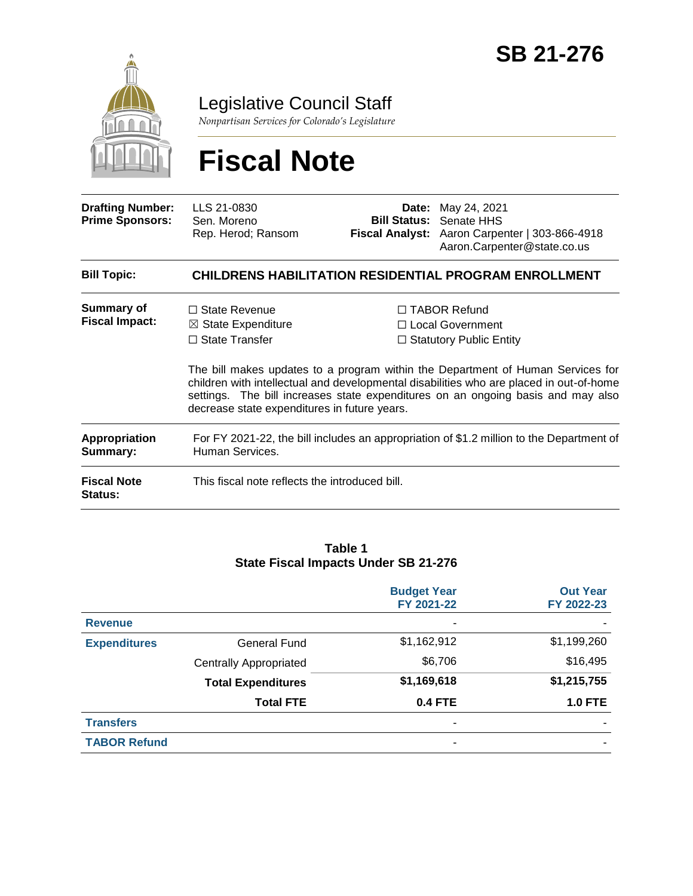# SB 21-276

## Legislative Council Staff

*Nonpartisan Services for Colorado's Legislature*

# Fiscal Note

| | | | |
|---|---|---|---|
| **Drafting Number:** | LLS 21-0830 | **Date:** | May 24, 2021 |
| **Prime Sponsors:** | Sen. Moreno<br>Rep. Herod; Ransom | **Bill Status:** | Senate HHS |
| | | **Fiscal Analyst:** | Aaron Carpenter \| 303-866-4918<br>Aaron.Carpenter@state.co.us |

**Bill Topic:** **CHILDRENS HABILITATION RESIDENTIAL PROGRAM ENROLLMENT**

**Summary of Fiscal Impact:**

☐ State Revenue
☒ State Expenditure
☐ State Transfer
☐ TABOR Refund
☐ Local Government
☐ Statutory Public Entity

The bill makes updates to a program within the Department of Human Services for children with intellectual and developmental disabilities who are placed in out-of-home settings. The bill increases state expenditures on an ongoing basis and may also decrease state expenditures in future years.

**Appropriation Summary:** For FY 2021-22, the bill includes an appropriation of $1.2 million to the Department of Human Services.

**Fiscal Note Status:** This fiscal note reflects the introduced bill.

**Table 1**
**State Fiscal Impacts Under SB 21-276**

| | | Budget Year FY 2021-22 | Out Year FY 2022-23 |
|---|---|---|---|
| **Revenue** | | - | - |
| **Expenditures** | General Fund | $1,162,912 | $1,199,260 |
| | Centrally Appropriated | $6,706 | $16,495 |
| | **Total Expenditures** | **$1,169,618** | **$1,215,755** |
| | **Total FTE** | **0.4 FTE** | **1.0 FTE** |
| **Transfers** | | - | - |
| **TABOR Refund** | | - | - |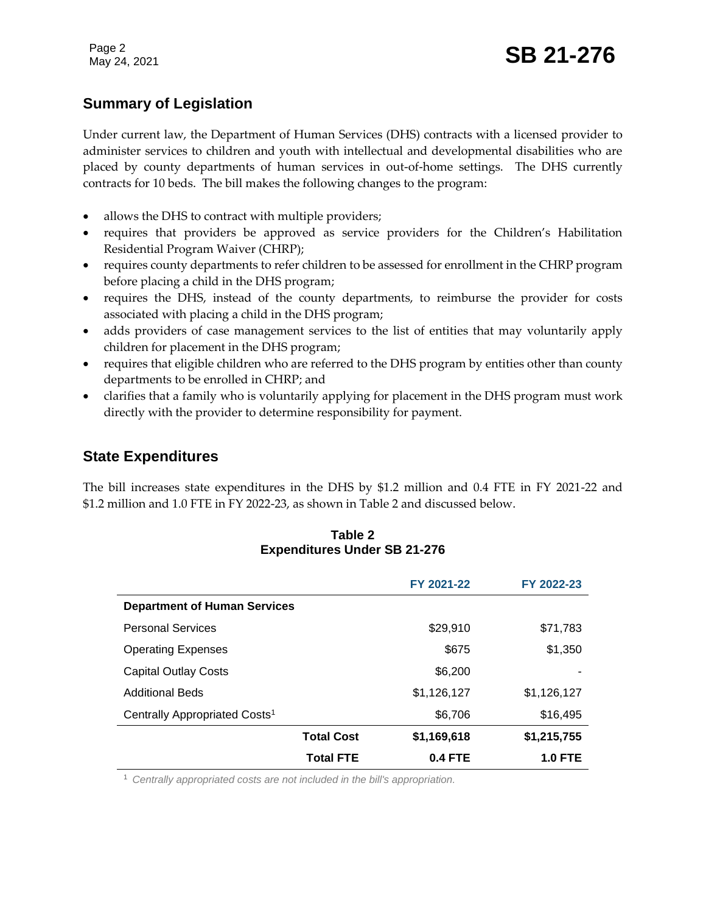## Summary of Legislation

Under current law, the Department of Human Services (DHS) contracts with a licensed provider to administer services to children and youth with intellectual and developmental disabilities who are placed by county departments of human services in out-of-home settings. The DHS currently contracts for 10 beds. The bill makes the following changes to the program:

- allows the DHS to contract with multiple providers;
- requires that providers be approved as service providers for the Children's Habilitation Residential Program Waiver (CHRP);
- requires county departments to refer children to be assessed for enrollment in the CHRP program before placing a child in the DHS program;
- requires the DHS, instead of the county departments, to reimburse the provider for costs associated with placing a child in the DHS program;
- adds providers of case management services to the list of entities that may voluntarily apply children for placement in the DHS program;
- requires that eligible children who are referred to the DHS program by entities other than county departments to be enrolled in CHRP; and
- clarifies that a family who is voluntarily applying for placement in the DHS program must work directly with the provider to determine responsibility for payment.

## State Expenditures

The bill increases state expenditures in the DHS by $1.2 million and 0.4 FTE in FY 2021-22 and $1.2 million and 1.0 FTE in FY 2022-23, as shown in Table 2 and discussed below.

**Table 2**
**Expenditures Under SB 21-276**

| | FY 2021-22 | FY 2022-23 |
|---|---|---|
| **Department of Human Services** | | |
| Personal Services | $29,910 | $71,783 |
| Operating Expenses | $675 | $1,350 |
| Capital Outlay Costs | $6,200 | - |
| Additional Beds | $1,126,127 | $1,126,127 |
| Centrally Appropriated Costs[1] | $6,706 | $16,495 |
| **Total Cost** | **$1,169,618** | **$1,215,755** |
| **Total FTE** | **0.4 FTE** | **1.0 FTE** |

[1] *Centrally appropriated costs are not included in the bill's appropriation.*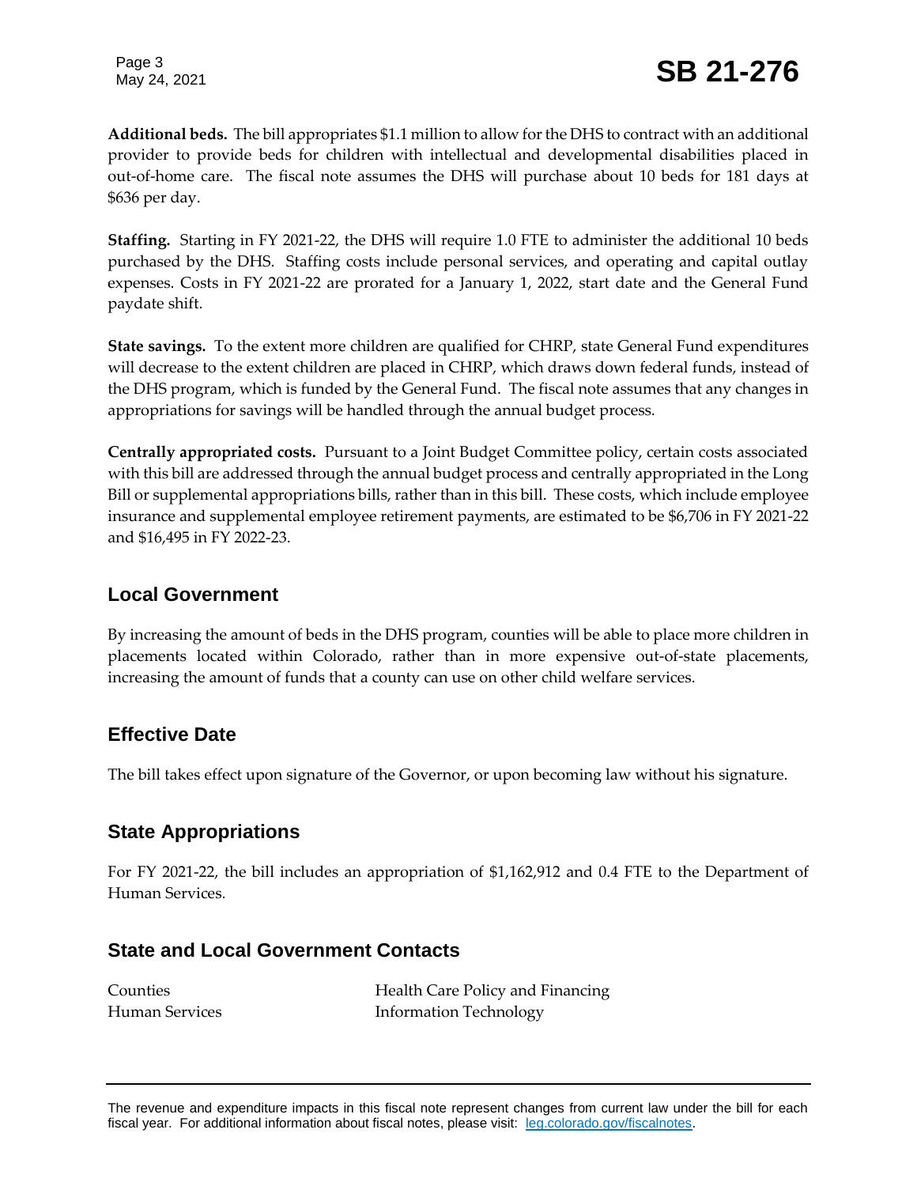**Additional beds.** The bill appropriates $1.1 million to allow for the DHS to contract with an additional provider to provide beds for children with intellectual and developmental disabilities placed in out-of-home care. The fiscal note assumes the DHS will purchase about 10 beds for 181 days at $636 per day.

**Staffing.** Starting in FY 2021-22, the DHS will require 1.0 FTE to administer the additional 10 beds purchased by the DHS. Staffing costs include personal services, and operating and capital outlay expenses. Costs in FY 2021-22 are prorated for a January 1, 2022, start date and the General Fund paydate shift.

**State savings.** To the extent more children are qualified for CHRP, state General Fund expenditures will decrease to the extent children are placed in CHRP, which draws down federal funds, instead of the DHS program, which is funded by the General Fund. The fiscal note assumes that any changes in appropriations for savings will be handled through the annual budget process.

**Centrally appropriated costs.** Pursuant to a Joint Budget Committee policy, certain costs associated with this bill are addressed through the annual budget process and centrally appropriated in the Long Bill or supplemental appropriations bills, rather than in this bill. These costs, which include employee insurance and supplemental employee retirement payments, are estimated to be $6,706 in FY 2021-22 and $16,495 in FY 2022-23.

## Local Government

By increasing the amount of beds in the DHS program, counties will be able to place more children in placements located within Colorado, rather than in more expensive out-of-state placements, increasing the amount of funds that a county can use on other child welfare services.

## Effective Date

The bill takes effect upon signature of the Governor, or upon becoming law without his signature.

## State Appropriations

For FY 2021-22, the bill includes an appropriation of $1,162,912 and 0.4 FTE to the Department of Human Services.

## State and Local Government Contacts

| | |
|---|---|
| Counties | Health Care Policy and Financing |
| Human Services | Information Technology |

The revenue and expenditure impacts in this fiscal note represent changes from current law under the bill for each fiscal year. For additional information about fiscal notes, please visit: leg.colorado.gov/fiscalnotes.